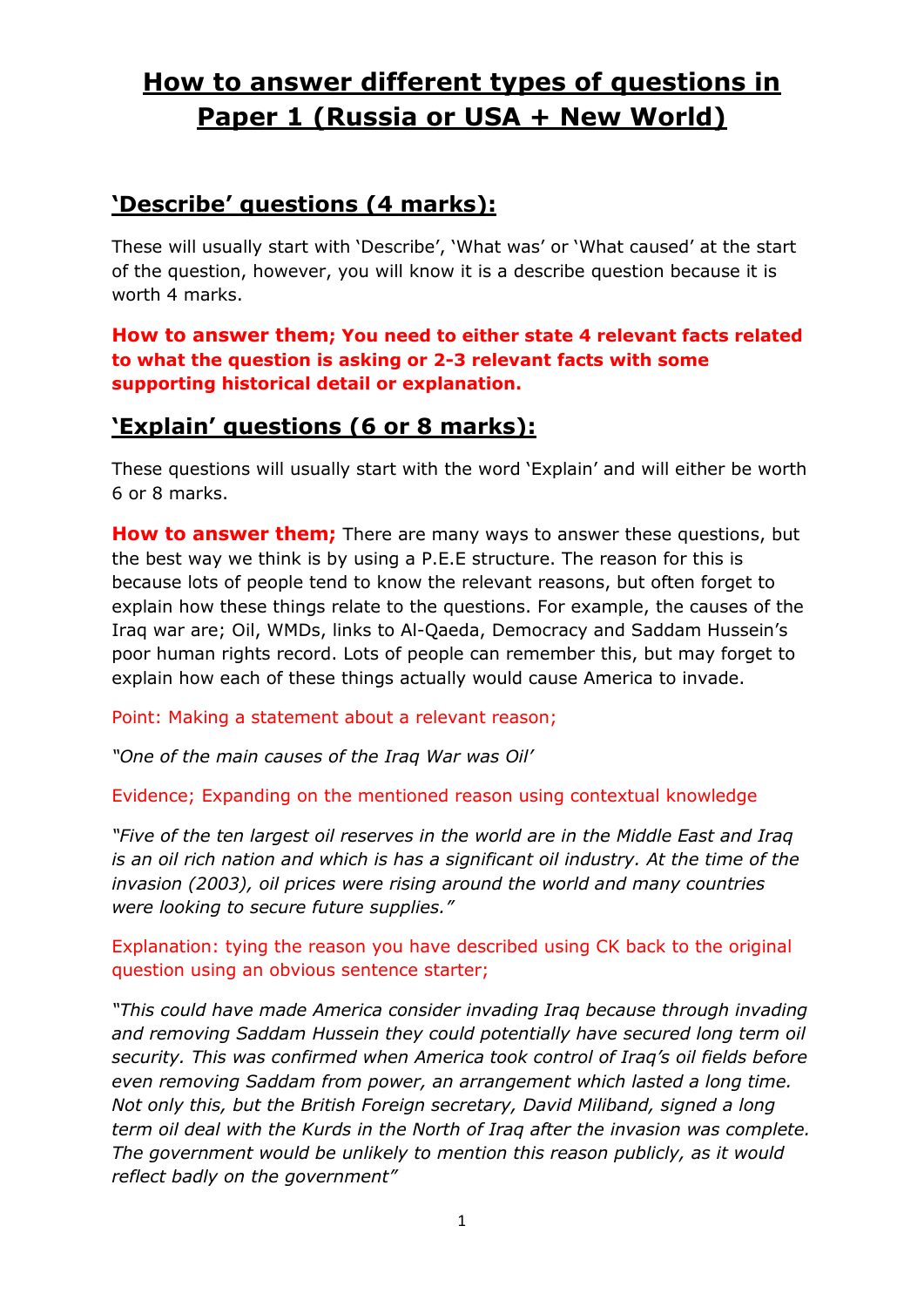# How to answer different types of questions in Paper 1 (Russia or USA + New World)

## 'Describe' questions (4 marks):

These will usually start with 'Describe', 'What was' or 'What caused' at the start of the question, however, you will know it is a describe question because it is worth 4 marks.

**How to answer them; You need to either state 4 relevant facts related to what the question is asking or 2-3 relevant facts with some supporting historical detail or explanation.**

## 'Explain' questions (6 or 8 marks):

These questions will usually start with the word 'Explain' and will either be worth 6 or 8 marks.

**How to answer them;** There are many ways to answer these questions, but the best way we think is by using a P.E.E structure. The reason for this is because lots of people tend to know the relevant reasons, but often forget to explain how these things relate to the questions. For example, the causes of the Iraq war are; Oil, WMDs, links to Al-Qaeda, Democracy and Saddam Hussein's poor human rights record. Lots of people can remember this, but may forget to explain how each of these things actually would cause America to invade.

Point: Making a statement about a relevant reason;

*"One of the main causes of the Iraq War was Oil'*

Evidence; Expanding on the mentioned reason using contextual knowledge

*"Five of the ten largest oil reserves in the world are in the Middle East and Iraq is an oil rich nation and which is has a significant oil industry. At the time of the invasion (2003), oil prices were rising around the world and many countries were looking to secure future supplies."*

Explanation: tying the reason you have described using CK back to the original question using an obvious sentence starter;

*"This could have made America consider invading Iraq because through invading and removing Saddam Hussein they could potentially have secured long term oil security. This was confirmed when America took control of Iraq's oil fields before even removing Saddam from power, an arrangement which lasted a long time. Not only this, but the British Foreign secretary, David Miliband, signed a long term oil deal with the Kurds in the North of Iraq after the invasion was complete. The government would be unlikely to mention this reason publicly, as it would reflect badly on the government"*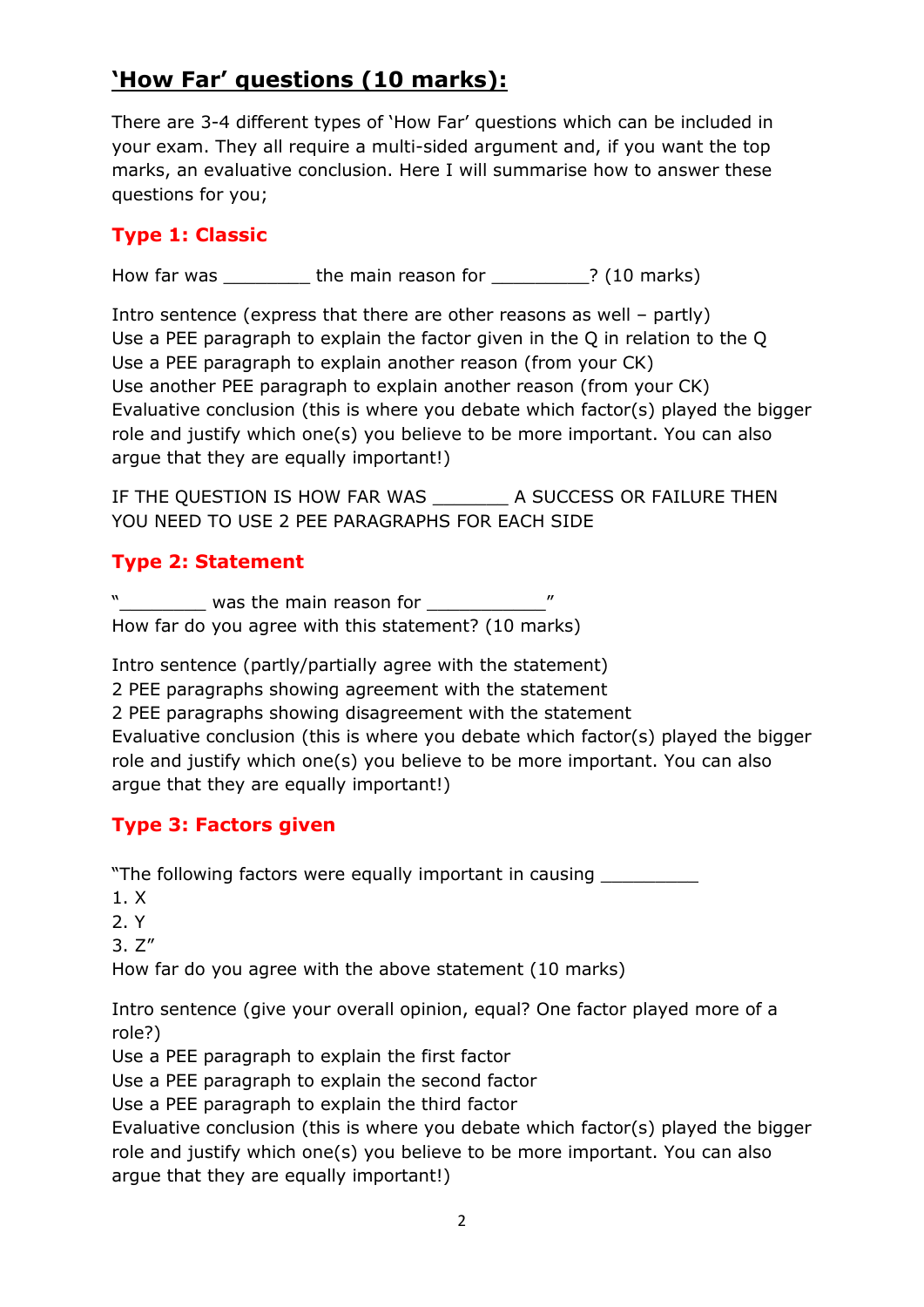# **'How Far' questions (10 marks):**

There are 3-4 different types of 'How Far' questions which can be included in your exam. They all require a multi-sided argument and, if you want the top marks, an evaluative conclusion. Here I will summarise how to answer these questions for you;

## Type 1: Classic

How far was ________ the main reason for _________? (10 marks)

Intro sentence (express that there are other reasons as well – partly)
Use a PEE paragraph to explain the factor given in the Q in relation to the Q
Use a PEE paragraph to explain another reason (from your CK)
Use another PEE paragraph to explain another reason (from your CK)
Evaluative conclusion (this is where you debate which factor(s) played the bigger role and justify which one(s) you believe to be more important. You can also argue that they are equally important!)

IF THE QUESTION IS HOW FAR WAS _______ A SUCCESS OR FAILURE THEN YOU NEED TO USE 2 PEE PARAGRAPHS FOR EACH SIDE

## Type 2: Statement

"________ was the main reason for ___________"
How far do you agree with this statement? (10 marks)

Intro sentence (partly/partially agree with the statement)
2 PEE paragraphs showing agreement with the statement
2 PEE paragraphs showing disagreement with the statement
Evaluative conclusion (this is where you debate which factor(s) played the bigger role and justify which one(s) you believe to be more important. You can also argue that they are equally important!)

## Type 3: Factors given

"The following factors were equally important in causing _________
1. X
2. Y
3. Z"
How far do you agree with the above statement (10 marks)

Intro sentence (give your overall opinion, equal? One factor played more of a role?)
Use a PEE paragraph to explain the first factor
Use a PEE paragraph to explain the second factor
Use a PEE paragraph to explain the third factor
Evaluative conclusion (this is where you debate which factor(s) played the bigger role and justify which one(s) you believe to be more important. You can also argue that they are equally important!)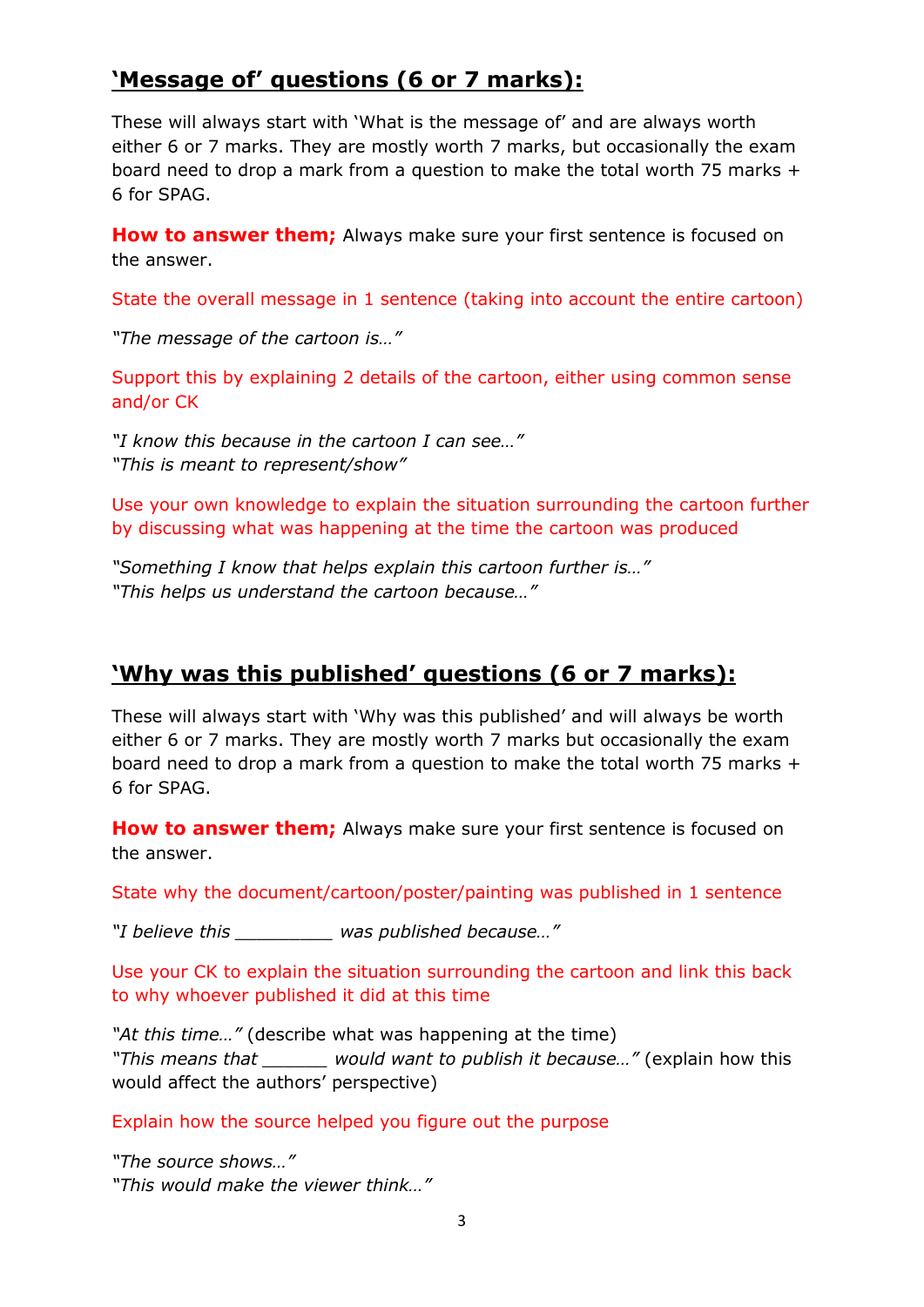## **'Message of' questions (6 or 7 marks):**

These will always start with 'What is the message of' and are always worth either 6 or 7 marks. They are mostly worth 7 marks, but occasionally the exam board need to drop a mark from a question to make the total worth 75 marks + 6 for SPAG.

**How to answer them;** Always make sure your first sentence is focused on the answer.

State the overall message in 1 sentence (taking into account the entire cartoon)

*"The message of the cartoon is…"*

Support this by explaining 2 details of the cartoon, either using common sense and/or CK

*"I know this because in the cartoon I can see…"*
*"This is meant to represent/show"*

Use your own knowledge to explain the situation surrounding the cartoon further by discussing what was happening at the time the cartoon was produced

*"Something I know that helps explain this cartoon further is…"*
*"This helps us understand the cartoon because…"*

## **'Why was this published' questions (6 or 7 marks):**

These will always start with 'Why was this published' and will always be worth either 6 or 7 marks. They are mostly worth 7 marks but occasionally the exam board need to drop a mark from a question to make the total worth 75 marks + 6 for SPAG.

**How to answer them;** Always make sure your first sentence is focused on the answer.

State why the document/cartoon/poster/painting was published in 1 sentence

*"I believe this _________ was published because…"*

Use your CK to explain the situation surrounding the cartoon and link this back to why whoever published it did at this time

*"At this time…"* (describe what was happening at the time)
*"This means that ______ would want to publish it because…"* (explain how this would affect the authors' perspective)

Explain how the source helped you figure out the purpose

*"The source shows…"*
*"This would make the viewer think…"*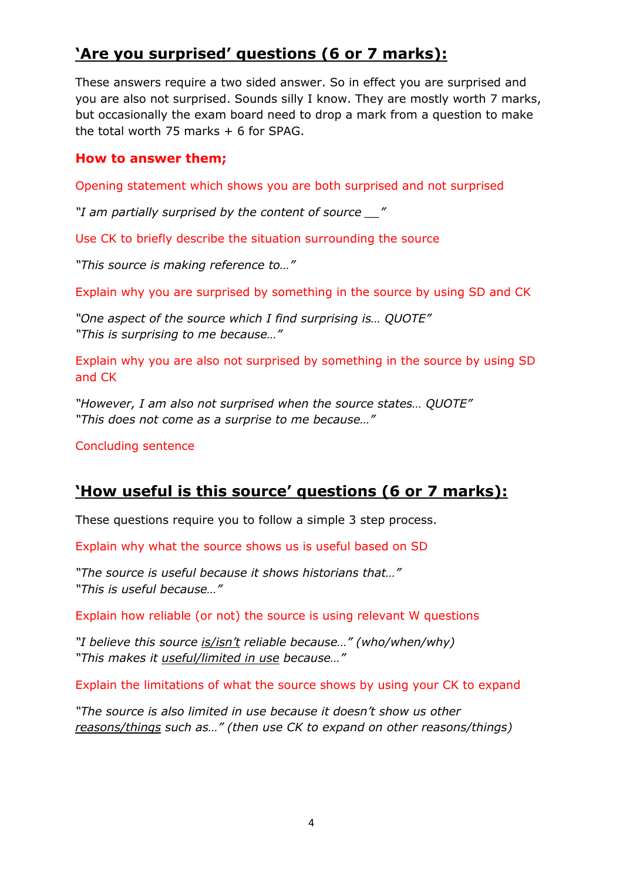## **'Are you surprised' questions (6 or 7 marks):**

These answers require a two sided answer. So in effect you are surprised and you are also not surprised. Sounds silly I know. They are mostly worth 7 marks, but occasionally the exam board need to drop a mark from a question to make the total worth 75 marks + 6 for SPAG.

**How to answer them;**

Opening statement which shows you are both surprised and not surprised

*"I am partially surprised by the content of source __"*

Use CK to briefly describe the situation surrounding the source

*"This source is making reference to…"*

Explain why you are surprised by something in the source by using SD and CK

*"One aspect of the source which I find surprising is… QUOTE"*
*"This is surprising to me because…"*

Explain why you are also not surprised by something in the source by using SD and CK

*"However, I am also not surprised when the source states… QUOTE"*
*"This does not come as a surprise to me because…"*

Concluding sentence

## **'How useful is this source' questions (6 or 7 marks):**

These questions require you to follow a simple 3 step process.

Explain why what the source shows us is useful based on SD

*"The source is useful because it shows historians that…"*
*"This is useful because…"*

Explain how reliable (or not) the source is using relevant W questions

*"I believe this source <u>is/isn't</u> reliable because…" (who/when/why)*
*"This makes it <u>useful/limited in use</u> because…"*

Explain the limitations of what the source shows by using your CK to expand

*"The source is also limited in use because it doesn't show us other <u>reasons/things</u> such as…" (then use CK to expand on other reasons/things)*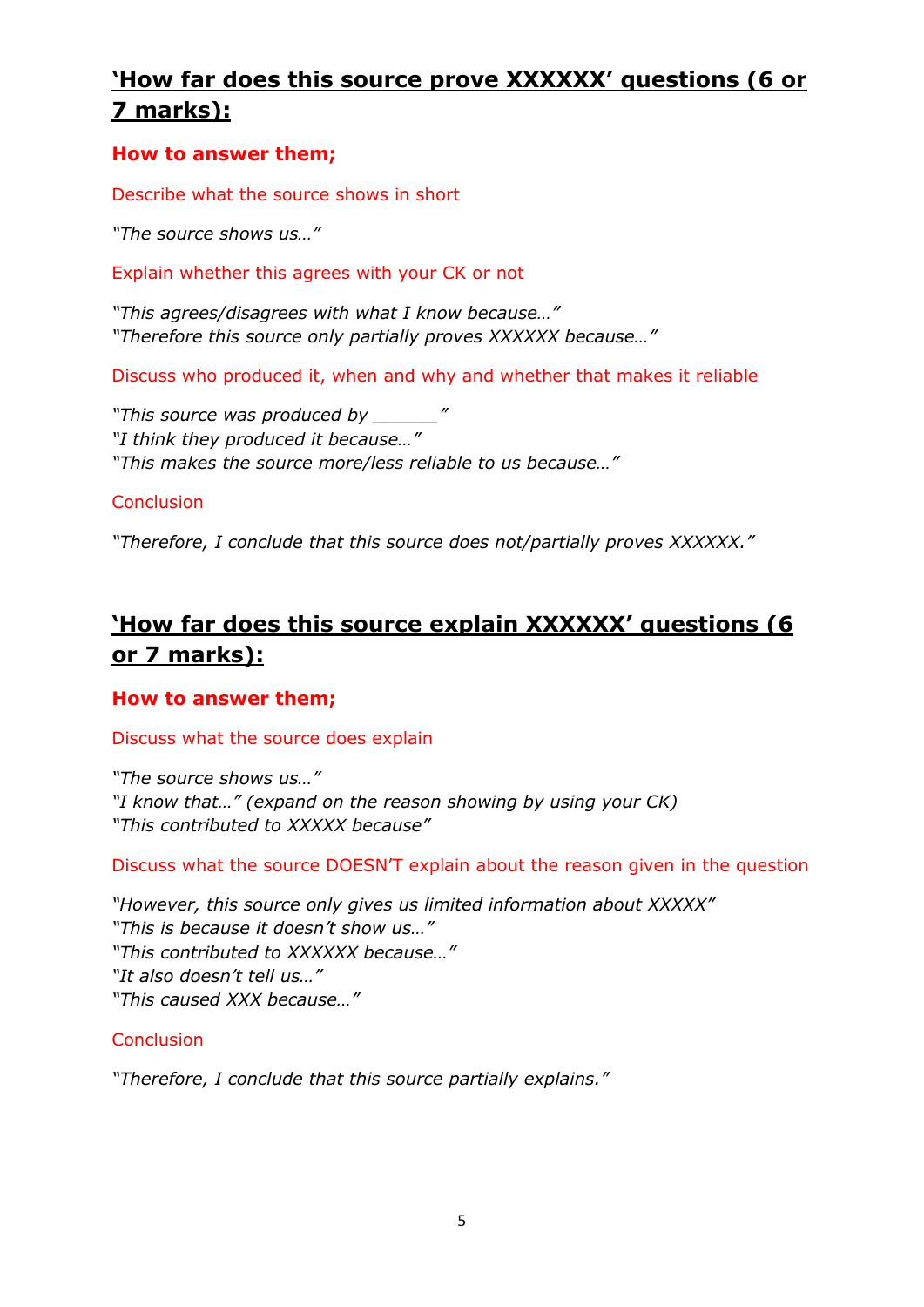## **'How far does this source prove XXXXXX' questions (6 or 7 marks):**

**How to answer them;**

Describe what the source shows in short

*"The source shows us…"*

Explain whether this agrees with your CK or not

*"This agrees/disagrees with what I know because…"*
*"Therefore this source only partially proves XXXXXX because…"*

Discuss who produced it, when and why and whether that makes it reliable

*"This source was produced by ______"*
*"I think they produced it because…"*
*"This makes the source more/less reliable to us because…"*

Conclusion

*"Therefore, I conclude that this source does not/partially proves XXXXXX."*

## **'How far does this source explain XXXXXX' questions (6 or 7 marks):**

**How to answer them;**

Discuss what the source does explain

*"The source shows us…"*
*"I know that…" (expand on the reason showing by using your CK)*
*"This contributed to XXXXX because"*

Discuss what the source DOESN'T explain about the reason given in the question

*"However, this source only gives us limited information about XXXXX"*
*"This is because it doesn't show us…"*
*"This contributed to XXXXXX because…"*
*"It also doesn't tell us…"*
*"This caused XXX because…"*

Conclusion

*"Therefore, I conclude that this source partially explains."*